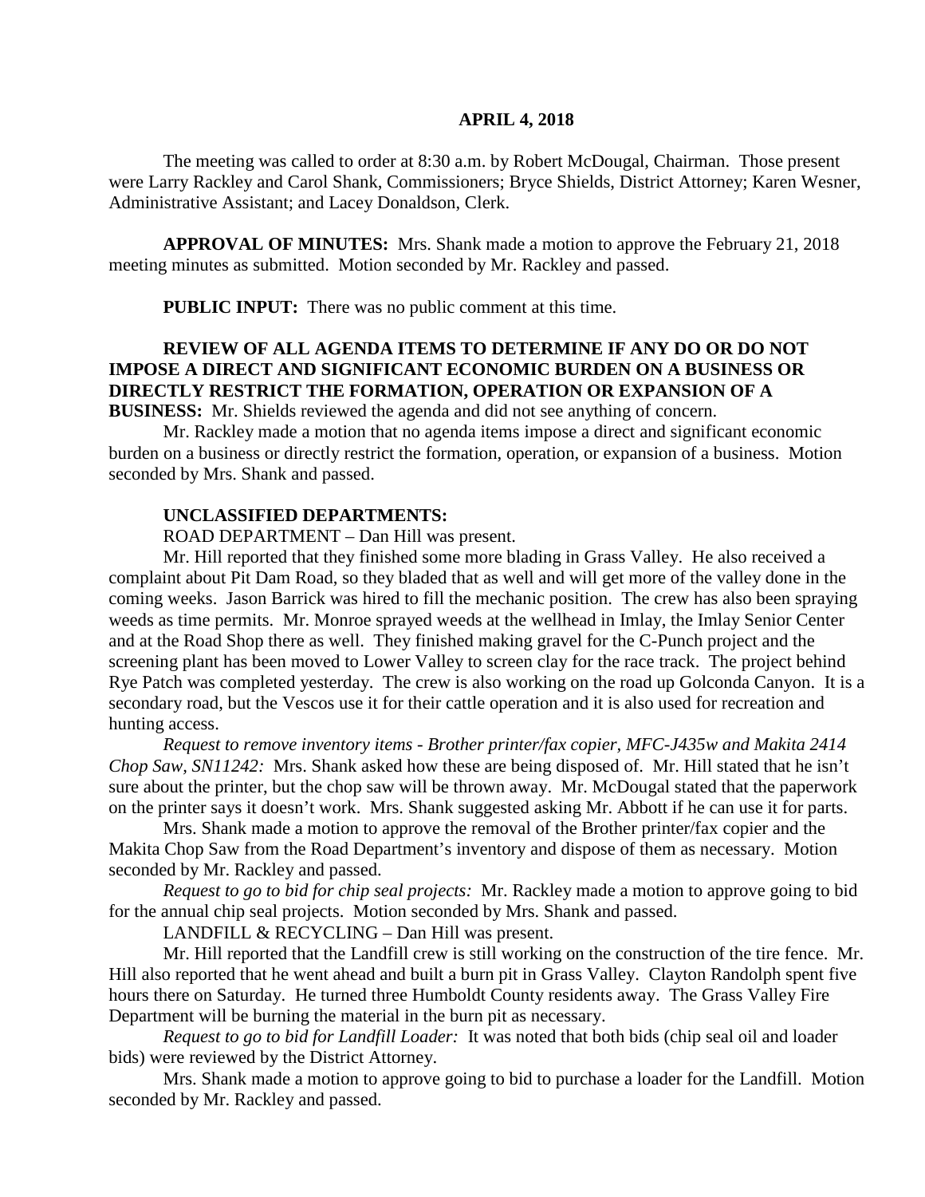# APRIL 4, 2018

The meeting was called to order at 8:30 a.m. by Robert McDougal, Chairman. Those present were Larry Rackley and Carol Shank, Commissioners; Bryce Shields, District Attorney; Karen Wesner, Administrative Assistant; and Lacey Donaldson, Clerk.

**APPROVAL OF MINUTES:** Mrs. Shank made a motion to approve the February 21, 2018 meeting minutes as submitted. Motion seconded by Mr. Rackley and passed.

**PUBLIC INPUT:** There was no public comment at this time.

**REVIEW OF ALL AGENDA ITEMS TO DETERMINE IF ANY DO OR DO NOT IMPOSE A DIRECT AND SIGNIFICANT ECONOMIC BURDEN ON A BUSINESS OR DIRECTLY RESTRICT THE FORMATION, OPERATION OR EXPANSION OF A BUSINESS:** Mr. Shields reviewed the agenda and did not see anything of concern.

Mr. Rackley made a motion that no agenda items impose a direct and significant economic burden on a business or directly restrict the formation, operation, or expansion of a business. Motion seconded by Mrs. Shank and passed.

**UNCLASSIFIED DEPARTMENTS:**

ROAD DEPARTMENT – Dan Hill was present.

Mr. Hill reported that they finished some more blading in Grass Valley. He also received a complaint about Pit Dam Road, so they bladed that as well and will get more of the valley done in the coming weeks. Jason Barrick was hired to fill the mechanic position. The crew has also been spraying weeds as time permits. Mr. Monroe sprayed weeds at the wellhead in Imlay, the Imlay Senior Center and at the Road Shop there as well. They finished making gravel for the C-Punch project and the screening plant has been moved to Lower Valley to screen clay for the race track. The project behind Rye Patch was completed yesterday. The crew is also working on the road up Golconda Canyon. It is a secondary road, but the Vescos use it for their cattle operation and it is also used for recreation and hunting access.

*Request to remove inventory items - Brother printer/fax copier, MFC-J435w and Makita 2414 Chop Saw, SN11242:* Mrs. Shank asked how these are being disposed of. Mr. Hill stated that he isn't sure about the printer, but the chop saw will be thrown away. Mr. McDougal stated that the paperwork on the printer says it doesn't work. Mrs. Shank suggested asking Mr. Abbott if he can use it for parts.

Mrs. Shank made a motion to approve the removal of the Brother printer/fax copier and the Makita Chop Saw from the Road Department's inventory and dispose of them as necessary. Motion seconded by Mr. Rackley and passed.

*Request to go to bid for chip seal projects:* Mr. Rackley made a motion to approve going to bid for the annual chip seal projects. Motion seconded by Mrs. Shank and passed.

LANDFILL & RECYCLING – Dan Hill was present.

Mr. Hill reported that the Landfill crew is still working on the construction of the tire fence. Mr. Hill also reported that he went ahead and built a burn pit in Grass Valley. Clayton Randolph spent five hours there on Saturday. He turned three Humboldt County residents away. The Grass Valley Fire Department will be burning the material in the burn pit as necessary.

*Request to go to bid for Landfill Loader:* It was noted that both bids (chip seal oil and loader bids) were reviewed by the District Attorney.

Mrs. Shank made a motion to approve going to bid to purchase a loader for the Landfill. Motion seconded by Mr. Rackley and passed.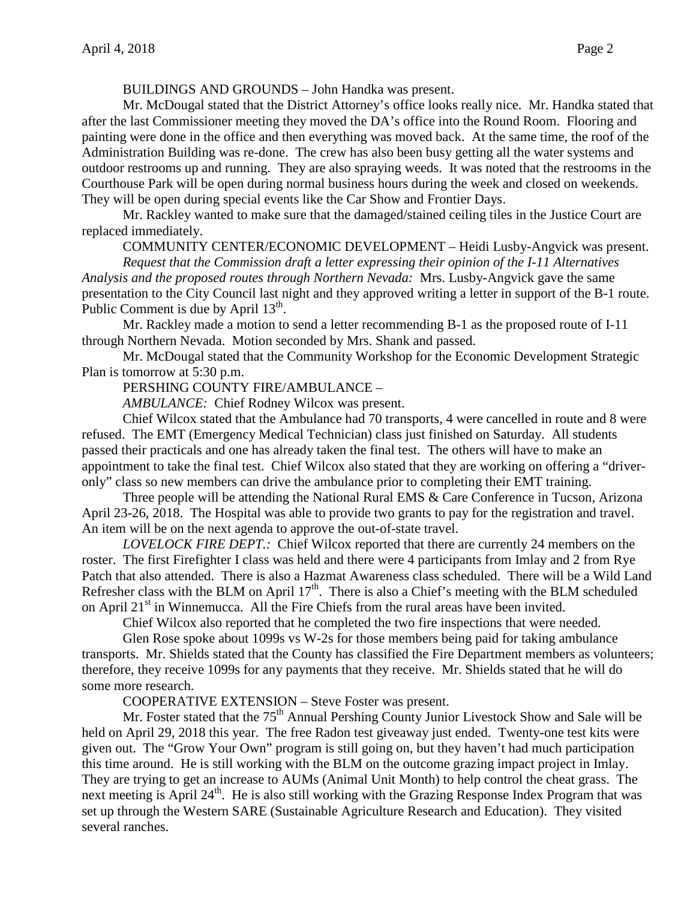BUILDINGS AND GROUNDS – John Handka was present.

Mr. McDougal stated that the District Attorney's office looks really nice. Mr. Handka stated that after the last Commissioner meeting they moved the DA's office into the Round Room. Flooring and painting were done in the office and then everything was moved back. At the same time, the roof of the Administration Building was re-done. The crew has also been busy getting all the water systems and outdoor restrooms up and running. They are also spraying weeds. It was noted that the restrooms in the Courthouse Park will be open during normal business hours during the week and closed on weekends. They will be open during special events like the Car Show and Frontier Days.

Mr. Rackley wanted to make sure that the damaged/stained ceiling tiles in the Justice Court are replaced immediately.

COMMUNITY CENTER/ECONOMIC DEVELOPMENT – Heidi Lusby-Angvick was present.

*Request that the Commission draft a letter expressing their opinion of the I-11 Alternatives Analysis and the proposed routes through Northern Nevada:* Mrs. Lusby-Angvick gave the same presentation to the City Council last night and they approved writing a letter in support of the B-1 route. Public Comment is due by April 13th.

Mr. Rackley made a motion to send a letter recommending B-1 as the proposed route of I-11 through Northern Nevada. Motion seconded by Mrs. Shank and passed.

Mr. McDougal stated that the Community Workshop for the Economic Development Strategic Plan is tomorrow at 5:30 p.m.

PERSHING COUNTY FIRE/AMBULANCE –

*AMBULANCE:* Chief Rodney Wilcox was present.

Chief Wilcox stated that the Ambulance had 70 transports, 4 were cancelled in route and 8 were refused. The EMT (Emergency Medical Technician) class just finished on Saturday. All students passed their practicals and one has already taken the final test. The others will have to make an appointment to take the final test. Chief Wilcox also stated that they are working on offering a "driver-only" class so new members can drive the ambulance prior to completing their EMT training.

Three people will be attending the National Rural EMS & Care Conference in Tucson, Arizona April 23-26, 2018. The Hospital was able to provide two grants to pay for the registration and travel. An item will be on the next agenda to approve the out-of-state travel.

*LOVELOCK FIRE DEPT.:* Chief Wilcox reported that there are currently 24 members on the roster. The first Firefighter I class was held and there were 4 participants from Imlay and 2 from Rye Patch that also attended. There is also a Hazmat Awareness class scheduled. There will be a Wild Land Refresher class with the BLM on April 17th. There is also a Chief's meeting with the BLM scheduled on April 21st in Winnemucca. All the Fire Chiefs from the rural areas have been invited.

Chief Wilcox also reported that he completed the two fire inspections that were needed.

Glen Rose spoke about 1099s vs W-2s for those members being paid for taking ambulance transports. Mr. Shields stated that the County has classified the Fire Department members as volunteers; therefore, they receive 1099s for any payments that they receive. Mr. Shields stated that he will do some more research.

COOPERATIVE EXTENSION – Steve Foster was present.

Mr. Foster stated that the 75th Annual Pershing County Junior Livestock Show and Sale will be held on April 29, 2018 this year. The free Radon test giveaway just ended. Twenty-one test kits were given out. The "Grow Your Own" program is still going on, but they haven't had much participation this time around. He is still working with the BLM on the outcome grazing impact project in Imlay. They are trying to get an increase to AUMs (Animal Unit Month) to help control the cheat grass. The next meeting is April 24th. He is also still working with the Grazing Response Index Program that was set up through the Western SARE (Sustainable Agriculture Research and Education). They visited several ranches.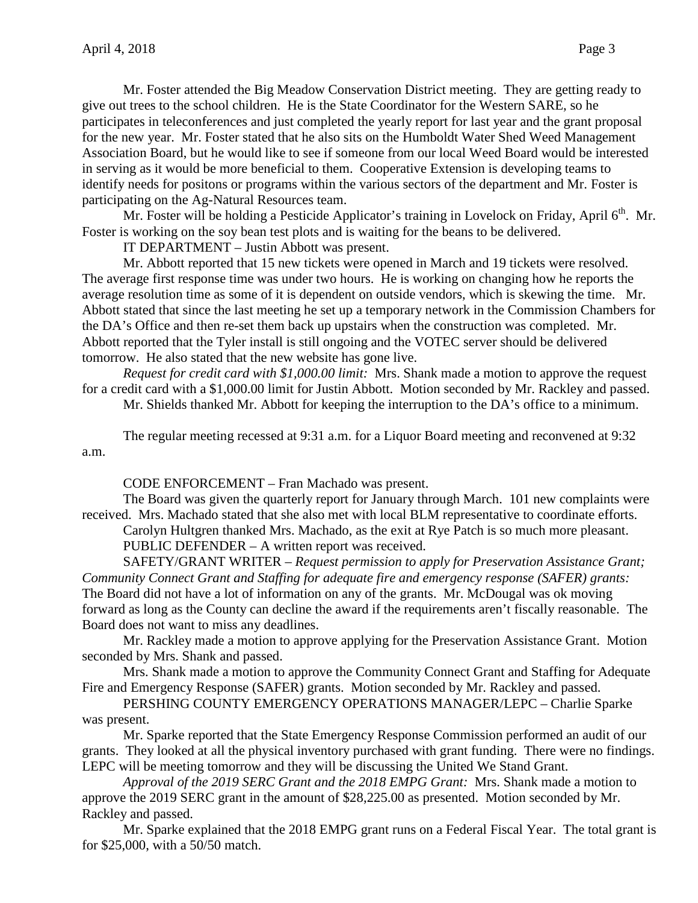Mr. Foster attended the Big Meadow Conservation District meeting. They are getting ready to give out trees to the school children. He is the State Coordinator for the Western SARE, so he participates in teleconferences and just completed the yearly report for last year and the grant proposal for the new year. Mr. Foster stated that he also sits on the Humboldt Water Shed Weed Management Association Board, but he would like to see if someone from our local Weed Board would be interested in serving as it would be more beneficial to them. Cooperative Extension is developing teams to identify needs for positons or programs within the various sectors of the department and Mr. Foster is participating on the Ag-Natural Resources team.

Mr. Foster will be holding a Pesticide Applicator's training in Lovelock on Friday, April 6th. Mr. Foster is working on the soy bean test plots and is waiting for the beans to be delivered.

IT DEPARTMENT – Justin Abbott was present.

Mr. Abbott reported that 15 new tickets were opened in March and 19 tickets were resolved. The average first response time was under two hours. He is working on changing how he reports the average resolution time as some of it is dependent on outside vendors, which is skewing the time. Mr. Abbott stated that since the last meeting he set up a temporary network in the Commission Chambers for the DA's Office and then re-set them back up upstairs when the construction was completed. Mr. Abbott reported that the Tyler install is still ongoing and the VOTEC server should be delivered tomorrow. He also stated that the new website has gone live.

*Request for credit card with $1,000.00 limit:* Mrs. Shank made a motion to approve the request for a credit card with a $1,000.00 limit for Justin Abbott. Motion seconded by Mr. Rackley and passed.

Mr. Shields thanked Mr. Abbott for keeping the interruption to the DA's office to a minimum.

The regular meeting recessed at 9:31 a.m. for a Liquor Board meeting and reconvened at 9:32 a.m.

CODE ENFORCEMENT – Fran Machado was present.

The Board was given the quarterly report for January through March. 101 new complaints were received. Mrs. Machado stated that she also met with local BLM representative to coordinate efforts.

Carolyn Hultgren thanked Mrs. Machado, as the exit at Rye Patch is so much more pleasant.

PUBLIC DEFENDER – A written report was received.

SAFETY/GRANT WRITER – *Request permission to apply for Preservation Assistance Grant; Community Connect Grant and Staffing for adequate fire and emergency response (SAFER) grants:* The Board did not have a lot of information on any of the grants. Mr. McDougal was ok moving forward as long as the County can decline the award if the requirements aren't fiscally reasonable. The Board does not want to miss any deadlines.

Mr. Rackley made a motion to approve applying for the Preservation Assistance Grant. Motion seconded by Mrs. Shank and passed.

Mrs. Shank made a motion to approve the Community Connect Grant and Staffing for Adequate Fire and Emergency Response (SAFER) grants. Motion seconded by Mr. Rackley and passed.

PERSHING COUNTY EMERGENCY OPERATIONS MANAGER/LEPC – Charlie Sparke was present.

Mr. Sparke reported that the State Emergency Response Commission performed an audit of our grants. They looked at all the physical inventory purchased with grant funding. There were no findings. LEPC will be meeting tomorrow and they will be discussing the United We Stand Grant.

*Approval of the 2019 SERC Grant and the 2018 EMPG Grant:* Mrs. Shank made a motion to approve the 2019 SERC grant in the amount of $28,225.00 as presented. Motion seconded by Mr. Rackley and passed.

Mr. Sparke explained that the 2018 EMPG grant runs on a Federal Fiscal Year. The total grant is for $25,000, with a 50/50 match.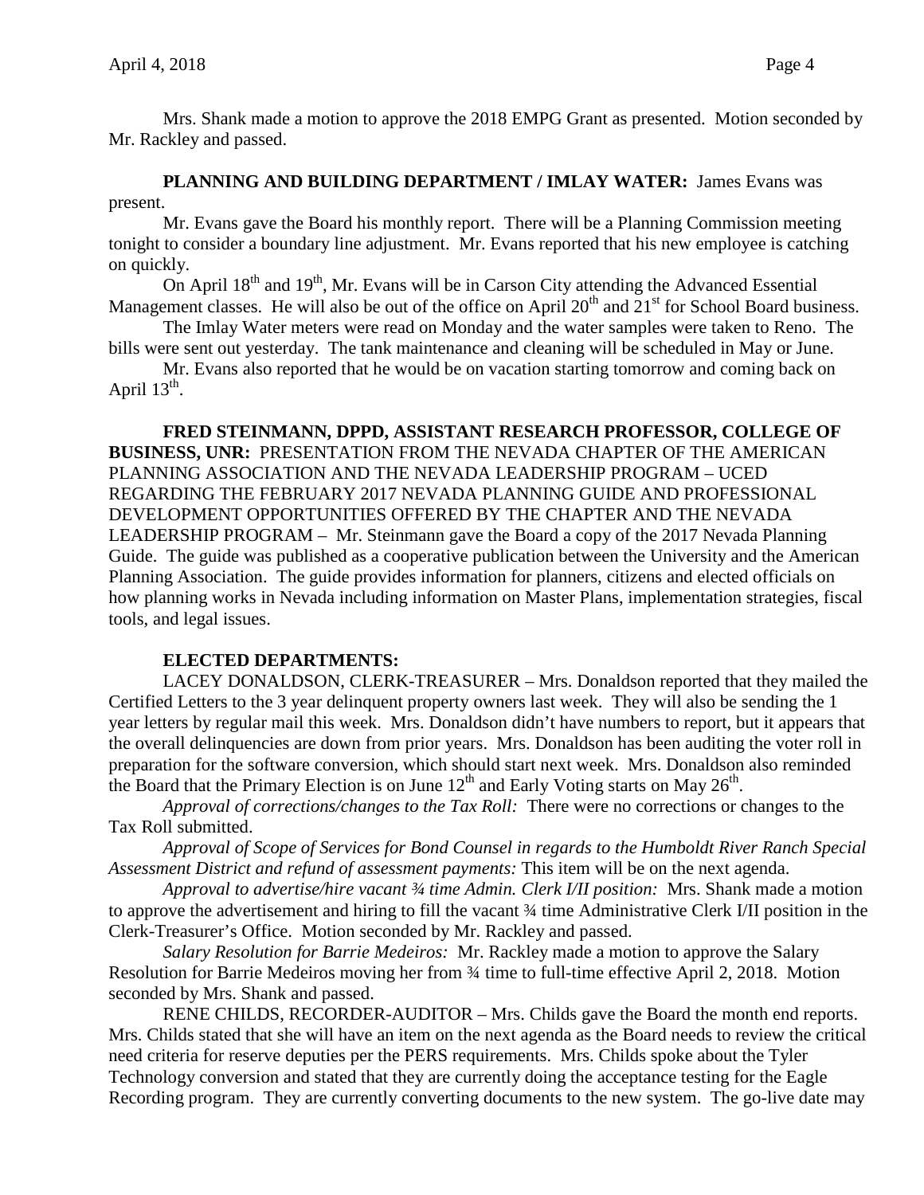Mrs. Shank made a motion to approve the 2018 EMPG Grant as presented. Motion seconded by Mr. Rackley and passed.

**PLANNING AND BUILDING DEPARTMENT / IMLAY WATER:** James Evans was present.

Mr. Evans gave the Board his monthly report. There will be a Planning Commission meeting tonight to consider a boundary line adjustment. Mr. Evans reported that his new employee is catching on quickly.

On April 18th and 19th, Mr. Evans will be in Carson City attending the Advanced Essential Management classes. He will also be out of the office on April 20th and 21st for School Board business.

The Imlay Water meters were read on Monday and the water samples were taken to Reno. The bills were sent out yesterday. The tank maintenance and cleaning will be scheduled in May or June.

Mr. Evans also reported that he would be on vacation starting tomorrow and coming back on April 13th.

**FRED STEINMANN, DPPD, ASSISTANT RESEARCH PROFESSOR, COLLEGE OF BUSINESS, UNR:** PRESENTATION FROM THE NEVADA CHAPTER OF THE AMERICAN PLANNING ASSOCIATION AND THE NEVADA LEADERSHIP PROGRAM – UCED REGARDING THE FEBRUARY 2017 NEVADA PLANNING GUIDE AND PROFESSIONAL DEVELOPMENT OPPORTUNITIES OFFERED BY THE CHAPTER AND THE NEVADA LEADERSHIP PROGRAM – Mr. Steinmann gave the Board a copy of the 2017 Nevada Planning Guide. The guide was published as a cooperative publication between the University and the American Planning Association. The guide provides information for planners, citizens and elected officials on how planning works in Nevada including information on Master Plans, implementation strategies, fiscal tools, and legal issues.

**ELECTED DEPARTMENTS:**

LACEY DONALDSON, CLERK-TREASURER – Mrs. Donaldson reported that they mailed the Certified Letters to the 3 year delinquent property owners last week. They will also be sending the 1 year letters by regular mail this week. Mrs. Donaldson didn't have numbers to report, but it appears that the overall delinquencies are down from prior years. Mrs. Donaldson has been auditing the voter roll in preparation for the software conversion, which should start next week. Mrs. Donaldson also reminded the Board that the Primary Election is on June 12th and Early Voting starts on May 26th.

*Approval of corrections/changes to the Tax Roll:* There were no corrections or changes to the Tax Roll submitted.

*Approval of Scope of Services for Bond Counsel in regards to the Humboldt River Ranch Special Assessment District and refund of assessment payments:* This item will be on the next agenda.

*Approval to advertise/hire vacant ¾ time Admin. Clerk I/II position:* Mrs. Shank made a motion to approve the advertisement and hiring to fill the vacant ¾ time Administrative Clerk I/II position in the Clerk-Treasurer's Office. Motion seconded by Mr. Rackley and passed.

*Salary Resolution for Barrie Medeiros:* Mr. Rackley made a motion to approve the Salary Resolution for Barrie Medeiros moving her from ¾ time to full-time effective April 2, 2018. Motion seconded by Mrs. Shank and passed.

RENE CHILDS, RECORDER-AUDITOR – Mrs. Childs gave the Board the month end reports. Mrs. Childs stated that she will have an item on the next agenda as the Board needs to review the critical need criteria for reserve deputies per the PERS requirements. Mrs. Childs spoke about the Tyler Technology conversion and stated that they are currently doing the acceptance testing for the Eagle Recording program. They are currently converting documents to the new system. The go-live date may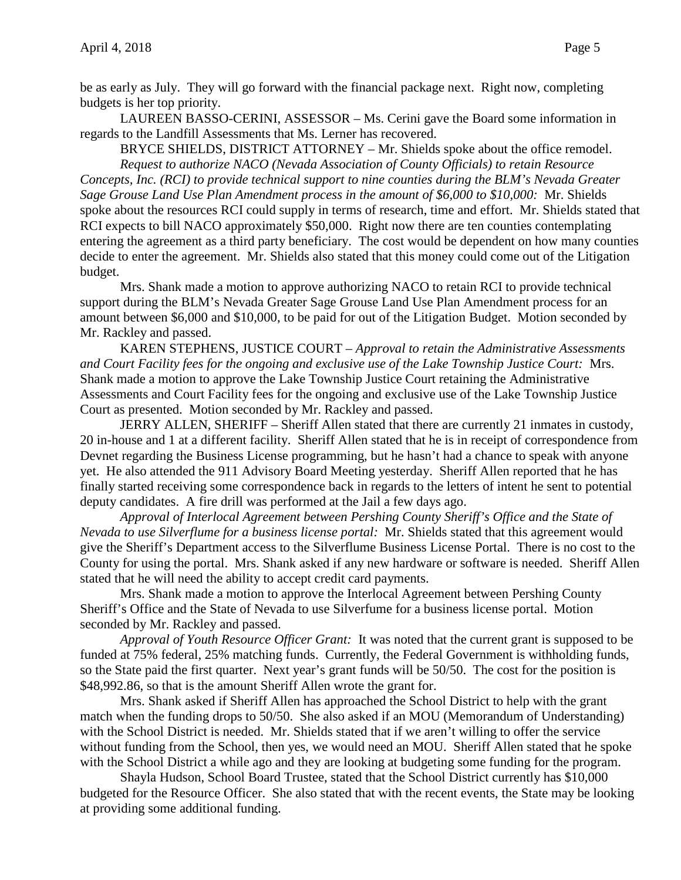be as early as July. They will go forward with the financial package next. Right now, completing budgets is her top priority.

LAUREEN BASSO-CERINI, ASSESSOR – Ms. Cerini gave the Board some information in regards to the Landfill Assessments that Ms. Lerner has recovered.

BRYCE SHIELDS, DISTRICT ATTORNEY – Mr. Shields spoke about the office remodel.

*Request to authorize NACO (Nevada Association of County Officials) to retain Resource Concepts, Inc. (RCI) to provide technical support to nine counties during the BLM's Nevada Greater Sage Grouse Land Use Plan Amendment process in the amount of $6,000 to $10,000:* Mr. Shields spoke about the resources RCI could supply in terms of research, time and effort. Mr. Shields stated that RCI expects to bill NACO approximately $50,000. Right now there are ten counties contemplating entering the agreement as a third party beneficiary. The cost would be dependent on how many counties decide to enter the agreement. Mr. Shields also stated that this money could come out of the Litigation budget.

Mrs. Shank made a motion to approve authorizing NACO to retain RCI to provide technical support during the BLM's Nevada Greater Sage Grouse Land Use Plan Amendment process for an amount between $6,000 and $10,000, to be paid for out of the Litigation Budget. Motion seconded by Mr. Rackley and passed.

KAREN STEPHENS, JUSTICE COURT – *Approval to retain the Administrative Assessments and Court Facility fees for the ongoing and exclusive use of the Lake Township Justice Court:* Mrs. Shank made a motion to approve the Lake Township Justice Court retaining the Administrative Assessments and Court Facility fees for the ongoing and exclusive use of the Lake Township Justice Court as presented. Motion seconded by Mr. Rackley and passed.

JERRY ALLEN, SHERIFF – Sheriff Allen stated that there are currently 21 inmates in custody, 20 in-house and 1 at a different facility. Sheriff Allen stated that he is in receipt of correspondence from Devnet regarding the Business License programming, but he hasn't had a chance to speak with anyone yet. He also attended the 911 Advisory Board Meeting yesterday. Sheriff Allen reported that he has finally started receiving some correspondence back in regards to the letters of intent he sent to potential deputy candidates. A fire drill was performed at the Jail a few days ago.

*Approval of Interlocal Agreement between Pershing County Sheriff's Office and the State of Nevada to use Silverflume for a business license portal:* Mr. Shields stated that this agreement would give the Sheriff's Department access to the Silverflume Business License Portal. There is no cost to the County for using the portal. Mrs. Shank asked if any new hardware or software is needed. Sheriff Allen stated that he will need the ability to accept credit card payments.

Mrs. Shank made a motion to approve the Interlocal Agreement between Pershing County Sheriff's Office and the State of Nevada to use Silverfume for a business license portal. Motion seconded by Mr. Rackley and passed.

*Approval of Youth Resource Officer Grant:* It was noted that the current grant is supposed to be funded at 75% federal, 25% matching funds. Currently, the Federal Government is withholding funds, so the State paid the first quarter. Next year's grant funds will be 50/50. The cost for the position is $48,992.86, so that is the amount Sheriff Allen wrote the grant for.

Mrs. Shank asked if Sheriff Allen has approached the School District to help with the grant match when the funding drops to 50/50. She also asked if an MOU (Memorandum of Understanding) with the School District is needed. Mr. Shields stated that if we aren't willing to offer the service without funding from the School, then yes, we would need an MOU. Sheriff Allen stated that he spoke with the School District a while ago and they are looking at budgeting some funding for the program.

Shayla Hudson, School Board Trustee, stated that the School District currently has $10,000 budgeted for the Resource Officer. She also stated that with the recent events, the State may be looking at providing some additional funding.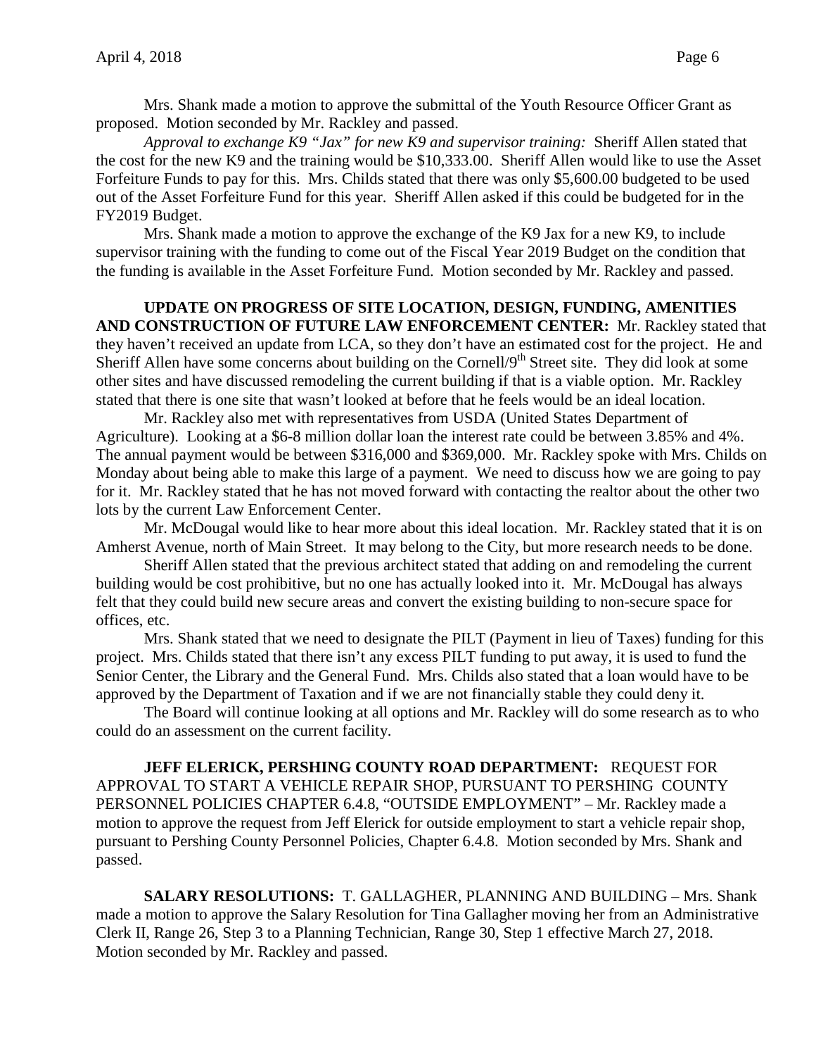Mrs. Shank made a motion to approve the submittal of the Youth Resource Officer Grant as proposed. Motion seconded by Mr. Rackley and passed.

*Approval to exchange K9 "Jax" for new K9 and supervisor training:* Sheriff Allen stated that the cost for the new K9 and the training would be $10,333.00. Sheriff Allen would like to use the Asset Forfeiture Funds to pay for this. Mrs. Childs stated that there was only $5,600.00 budgeted to be used out of the Asset Forfeiture Fund for this year. Sheriff Allen asked if this could be budgeted for in the FY2019 Budget.

Mrs. Shank made a motion to approve the exchange of the K9 Jax for a new K9, to include supervisor training with the funding to come out of the Fiscal Year 2019 Budget on the condition that the funding is available in the Asset Forfeiture Fund. Motion seconded by Mr. Rackley and passed.

**UPDATE ON PROGRESS OF SITE LOCATION, DESIGN, FUNDING, AMENITIES AND CONSTRUCTION OF FUTURE LAW ENFORCEMENT CENTER:** Mr. Rackley stated that they haven't received an update from LCA, so they don't have an estimated cost for the project. He and Sheriff Allen have some concerns about building on the Cornell/9th Street site. They did look at some other sites and have discussed remodeling the current building if that is a viable option. Mr. Rackley stated that there is one site that wasn't looked at before that he feels would be an ideal location.

Mr. Rackley also met with representatives from USDA (United States Department of Agriculture). Looking at a $6-8 million dollar loan the interest rate could be between 3.85% and 4%. The annual payment would be between $316,000 and $369,000. Mr. Rackley spoke with Mrs. Childs on Monday about being able to make this large of a payment. We need to discuss how we are going to pay for it. Mr. Rackley stated that he has not moved forward with contacting the realtor about the other two lots by the current Law Enforcement Center.

Mr. McDougal would like to hear more about this ideal location. Mr. Rackley stated that it is on Amherst Avenue, north of Main Street. It may belong to the City, but more research needs to be done.

Sheriff Allen stated that the previous architect stated that adding on and remodeling the current building would be cost prohibitive, but no one has actually looked into it. Mr. McDougal has always felt that they could build new secure areas and convert the existing building to non-secure space for offices, etc.

Mrs. Shank stated that we need to designate the PILT (Payment in lieu of Taxes) funding for this project. Mrs. Childs stated that there isn't any excess PILT funding to put away, it is used to fund the Senior Center, the Library and the General Fund. Mrs. Childs also stated that a loan would have to be approved by the Department of Taxation and if we are not financially stable they could deny it.

The Board will continue looking at all options and Mr. Rackley will do some research as to who could do an assessment on the current facility.

**JEFF ELERICK, PERSHING COUNTY ROAD DEPARTMENT:** REQUEST FOR APPROVAL TO START A VEHICLE REPAIR SHOP, PURSUANT TO PERSHING COUNTY PERSONNEL POLICIES CHAPTER 6.4.8, "OUTSIDE EMPLOYMENT" – Mr. Rackley made a motion to approve the request from Jeff Elerick for outside employment to start a vehicle repair shop, pursuant to Pershing County Personnel Policies, Chapter 6.4.8. Motion seconded by Mrs. Shank and passed.

**SALARY RESOLUTIONS:** T. GALLAGHER, PLANNING AND BUILDING – Mrs. Shank made a motion to approve the Salary Resolution for Tina Gallagher moving her from an Administrative Clerk II, Range 26, Step 3 to a Planning Technician, Range 30, Step 1 effective March 27, 2018. Motion seconded by Mr. Rackley and passed.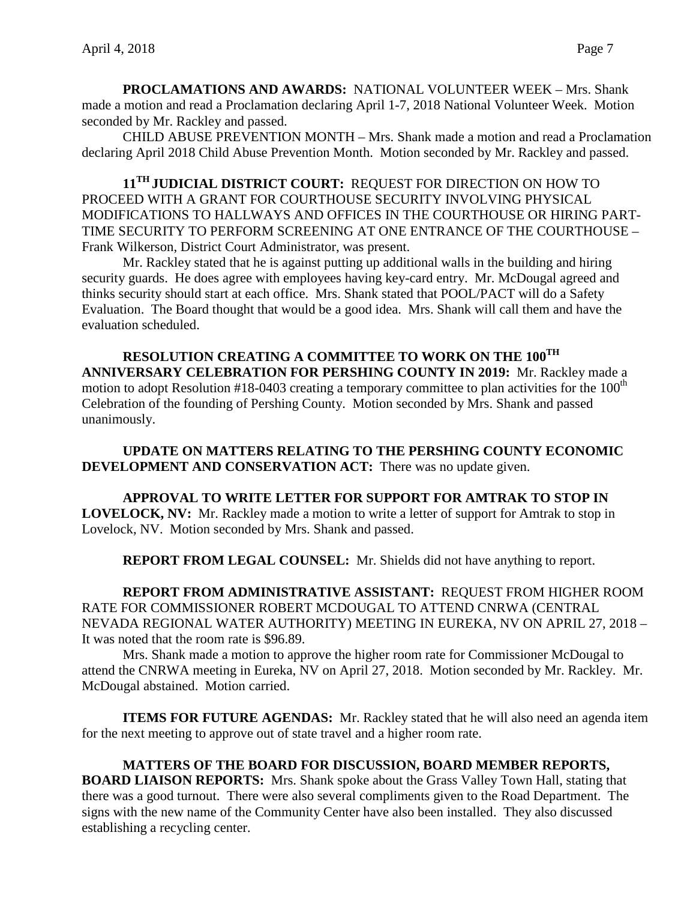**PROCLAMATIONS AND AWARDS:** NATIONAL VOLUNTEER WEEK – Mrs. Shank made a motion and read a Proclamation declaring April 1-7, 2018 National Volunteer Week. Motion seconded by Mr. Rackley and passed.

CHILD ABUSE PREVENTION MONTH – Mrs. Shank made a motion and read a Proclamation declaring April 2018 Child Abuse Prevention Month. Motion seconded by Mr. Rackley and passed.

**11TH JUDICIAL DISTRICT COURT:** REQUEST FOR DIRECTION ON HOW TO PROCEED WITH A GRANT FOR COURTHOUSE SECURITY INVOLVING PHYSICAL MODIFICATIONS TO HALLWAYS AND OFFICES IN THE COURTHOUSE OR HIRING PART-TIME SECURITY TO PERFORM SCREENING AT ONE ENTRANCE OF THE COURTHOUSE – Frank Wilkerson, District Court Administrator, was present.

Mr. Rackley stated that he is against putting up additional walls in the building and hiring security guards. He does agree with employees having key-card entry. Mr. McDougal agreed and thinks security should start at each office. Mrs. Shank stated that POOL/PACT will do a Safety Evaluation. The Board thought that would be a good idea. Mrs. Shank will call them and have the evaluation scheduled.

**RESOLUTION CREATING A COMMITTEE TO WORK ON THE 100TH ANNIVERSARY CELEBRATION FOR PERSHING COUNTY IN 2019:** Mr. Rackley made a motion to adopt Resolution #18-0403 creating a temporary committee to plan activities for the 100th Celebration of the founding of Pershing County. Motion seconded by Mrs. Shank and passed unanimously.

**UPDATE ON MATTERS RELATING TO THE PERSHING COUNTY ECONOMIC DEVELOPMENT AND CONSERVATION ACT:** There was no update given.

**APPROVAL TO WRITE LETTER FOR SUPPORT FOR AMTRAK TO STOP IN LOVELOCK, NV:** Mr. Rackley made a motion to write a letter of support for Amtrak to stop in Lovelock, NV. Motion seconded by Mrs. Shank and passed.

**REPORT FROM LEGAL COUNSEL:** Mr. Shields did not have anything to report.

**REPORT FROM ADMINISTRATIVE ASSISTANT:** REQUEST FROM HIGHER ROOM RATE FOR COMMISSIONER ROBERT MCDOUGAL TO ATTEND CNRWA (CENTRAL NEVADA REGIONAL WATER AUTHORITY) MEETING IN EUREKA, NV ON APRIL 27, 2018 – It was noted that the room rate is $96.89.

Mrs. Shank made a motion to approve the higher room rate for Commissioner McDougal to attend the CNRWA meeting in Eureka, NV on April 27, 2018. Motion seconded by Mr. Rackley. Mr. McDougal abstained. Motion carried.

**ITEMS FOR FUTURE AGENDAS:** Mr. Rackley stated that he will also need an agenda item for the next meeting to approve out of state travel and a higher room rate.

**MATTERS OF THE BOARD FOR DISCUSSION, BOARD MEMBER REPORTS, BOARD LIAISON REPORTS:** Mrs. Shank spoke about the Grass Valley Town Hall, stating that there was a good turnout. There were also several compliments given to the Road Department. The signs with the new name of the Community Center have also been installed. They also discussed establishing a recycling center.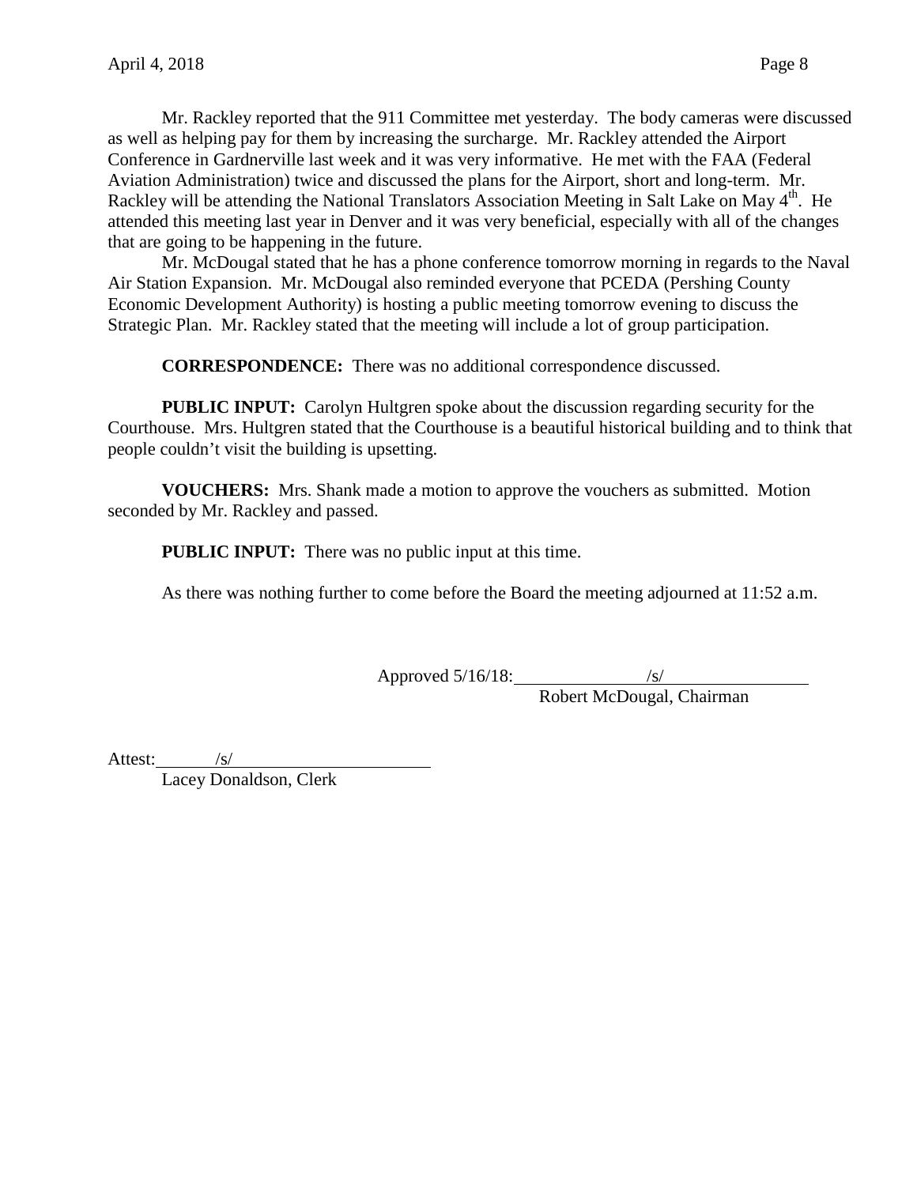Mr. Rackley reported that the 911 Committee met yesterday. The body cameras were discussed as well as helping pay for them by increasing the surcharge. Mr. Rackley attended the Airport Conference in Gardnerville last week and it was very informative. He met with the FAA (Federal Aviation Administration) twice and discussed the plans for the Airport, short and long-term. Mr. Rackley will be attending the National Translators Association Meeting in Salt Lake on May 4th. He attended this meeting last year in Denver and it was very beneficial, especially with all of the changes that are going to be happening in the future.

Mr. McDougal stated that he has a phone conference tomorrow morning in regards to the Naval Air Station Expansion. Mr. McDougal also reminded everyone that PCEDA (Pershing County Economic Development Authority) is hosting a public meeting tomorrow evening to discuss the Strategic Plan. Mr. Rackley stated that the meeting will include a lot of group participation.

**CORRESPONDENCE:** There was no additional correspondence discussed.

**PUBLIC INPUT:** Carolyn Hultgren spoke about the discussion regarding security for the Courthouse. Mrs. Hultgren stated that the Courthouse is a beautiful historical building and to think that people couldn't visit the building is upsetting.

**VOUCHERS:** Mrs. Shank made a motion to approve the vouchers as submitted. Motion seconded by Mr. Rackley and passed.

**PUBLIC INPUT:** There was no public input at this time.

As there was nothing further to come before the Board the meeting adjourned at 11:52 a.m.

Approved 5/16/18: /s/
Robert McDougal, Chairman

Attest: /s/
Lacey Donaldson, Clerk